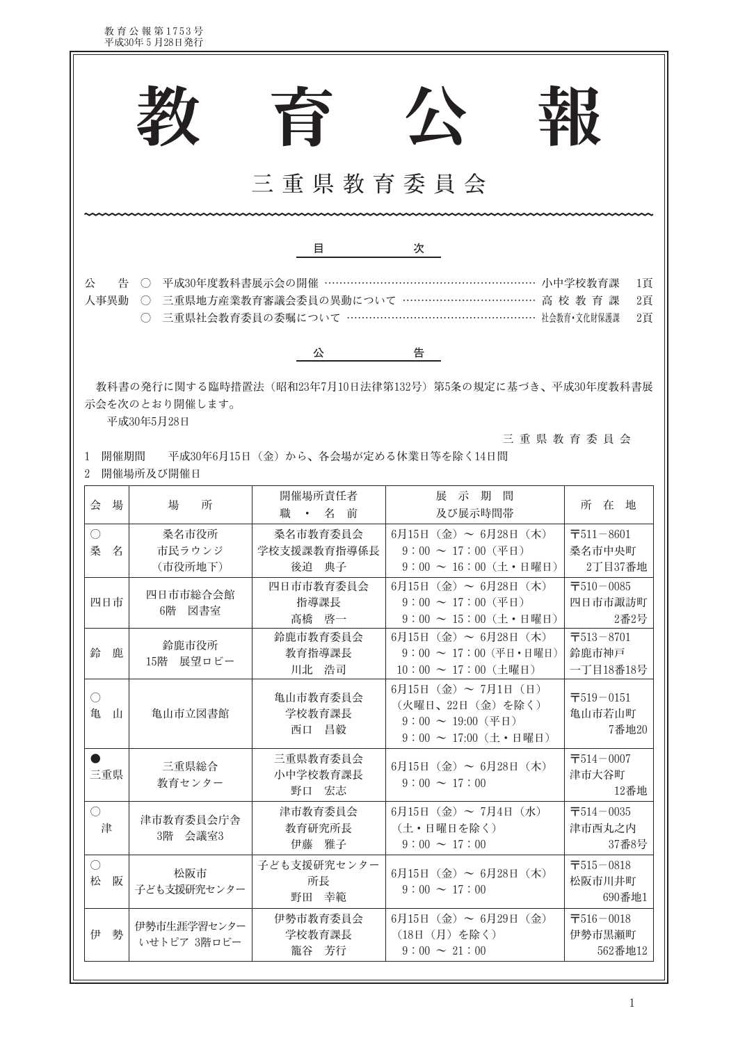# 教育公報

## 三重県教育委員会

### 目　次

公　告　○　平成30年度教科書展示会の開催 …………………………………………………… 小中学校教育課　1頁
人事異動　○　三重県地方産業教育審議会委員の異動について ……………………………… 高校教育課　2頁
　　　　　○　三重県社会教育委員の委嘱について …………………………………………… 社会教育・文化財保護課　2頁

### 公　告

教科書の発行に関する臨時措置法（昭和23年7月10日法律第132号）第5条の規定に基づき、平成30年度教科書展示会を次のとおり開催します。

平成30年5月28日

三重県教育委員会

1　開催期間　　平成30年6月15日（金）から、各会場が定める休業日等を除く14日間

2　開催場所及び開催日

| 会場 | 場所 | 開催場所責任者 職・名前 | 展示期間 及び展示時間帯 | 所在地 |
|---|---|---|---|---|
| ○ 桑名 | 桑名市役所 市民ラウンジ （市役所地下） | 桑名市教育委員会 学校支援課教育指導係長 後迫　典子 | 6月15日（金）～ 6月28日（木） 9：00 ～ 17：00（平日） 9：00 ～ 16：00（土・日曜日） | 〒511－8601 桑名市中央町 2丁目37番地 |
| 四日市 | 四日市市総合会館 6階　図書室 | 四日市市教育委員会 指導課長 髙橋　啓一 | 6月15日（金）～ 6月28日（木） 9：00 ～ 17：00（平日） 9：00 ～ 15：00（土・日曜日） | 〒510－0085 四日市市諏訪町 2番2号 |
| 鈴鹿 | 鈴鹿市役所 15階　展望ロビー | 鈴鹿市教育委員会 教育指導課長 川北　浩司 | 6月15日（金）～ 6月28日（木） 9：00 ～ 17：00（平日・日曜日） 10：00 ～ 17：00（土曜日） | 〒513－8701 鈴鹿市神戸 一丁目18番18号 |
| ○ 亀山 | 亀山市立図書館 | 亀山市教育委員会 学校教育課長 西口　昌毅 | 6月15日（金）～ 7月1日（日） （火曜日、22日（金）を除く） 9：00 ～ 19:00（平日） 9：00 ～ 17:00（土・日曜日） | 〒519－0151 亀山市若山町 7番地20 |
| ● 三重県 | 三重県総合 教育センター | 三重県教育委員会 小中学校教育課長 野口　宏志 | 6月15日（金）～ 6月28日（木） 9：00 ～ 17：00 | 〒514－0007 津市大谷町 12番地 |
| ○ 津 | 津市教育委員会庁舎 3階　会議室3 | 津市教育委員会 教育研究所長 伊藤　雅子 | 6月15日（金）～ 7月4日（水） （土・日曜日を除く） 9：00 ～ 17：00 | 〒514－0035 津市西丸之内 37番8号 |
| ○ 松阪 | 松阪市 子ども支援研究センター | 子ども支援研究センター 所長 野田　幸範 | 6月15日（金）～ 6月28日（木） 9：00 ～ 17：00 | 〒515－0818 松阪市川井町 690番地1 |
| 伊勢 | 伊勢市生涯学習センター いせトピア 3階ロビー | 伊勢市教育委員会 学校教育課長 籠谷　芳行 | 6月15日（金）～ 6月29日（金） （18日（月）を除く） 9：00 ～ 21：00 | 〒516－0018 伊勢市黒瀬町 562番地12 |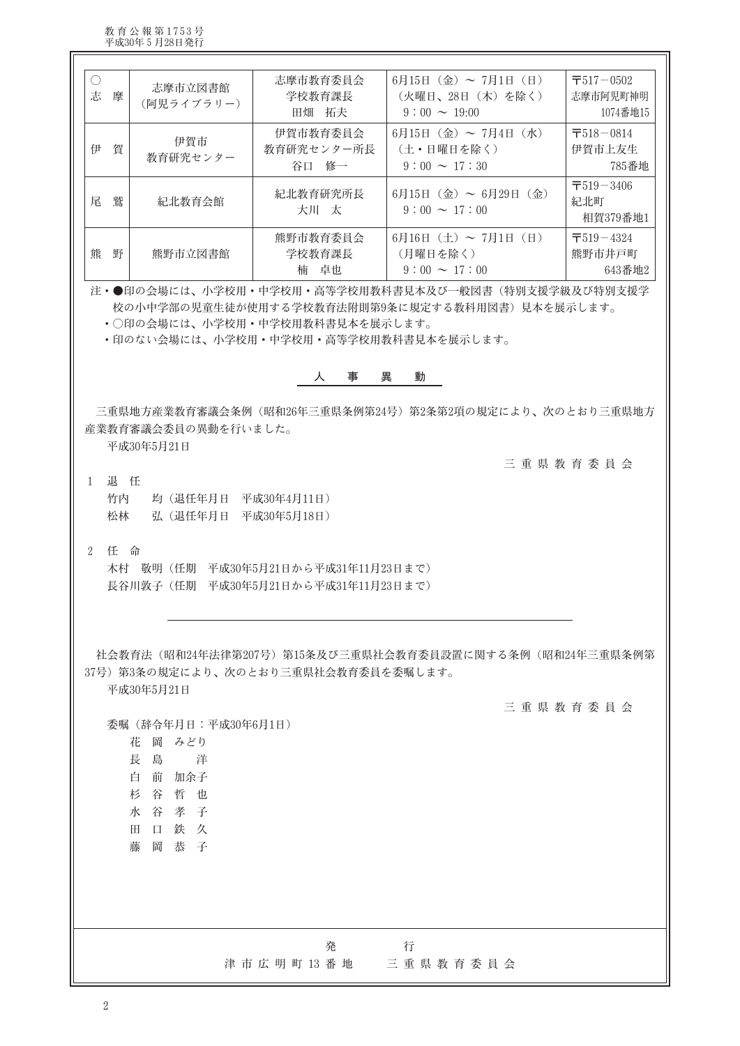| | | | | |
|---|---|---|---|---|
| ○<br>志　摩 | 志摩市立図書館<br>（阿児ライブラリー） | 志摩市教育委員会<br>学校教育課長<br>田畑　拓夫 | 6月15日（金）～ 7月1日（日）<br>（火曜日、28日（木）を除く）<br>9：00 ～ 19:00 | 〒517－0502<br>志摩市阿児町神明<br>1074番地15 |
| 伊　賀 | 伊賀市<br>教育研究センター | 伊賀市教育委員会<br>教育研究センター所長<br>谷口　修一 | 6月15日（金）～ 7月4日（水）<br>（土・日曜日を除く）<br>9：00 ～ 17：30 | 〒518－0814<br>伊賀市上友生<br>785番地 |
| 尾　鷲 | 紀北教育会館 | 紀北教育研究所長<br>大川　太 | 6月15日（金）～ 6月29日（金）<br>9：00 ～ 17：00 | 〒519－3406<br>紀北町<br>相賀379番地1 |
| 熊　野 | 熊野市立図書館 | 熊野市教育委員会<br>学校教育課長<br>楠　卓也 | 6月16日（土）～ 7月1日（日）<br>（月曜日を除く）<br>9：00 ～ 17：00 | 〒519－4324<br>熊野市井戸町<br>643番地2 |

注・●印の会場には、小学校用・中学校用・高等学校用教科書見本及び一般図書（特別支援学級及び特別支援学校の小中学部の児童生徒が使用する学校教育法附則第9条に規定する教科用図書）見本を展示します。
・○印の会場には、小学校用・中学校用教科書見本を展示します。
・印のない会場には、小学校用・中学校用・高等学校用教科書見本を展示します。

## 人　事　異　動

三重県地方産業教育審議会条例（昭和26年三重県条例第24号）第2条第2項の規定により、次のとおり三重県地方産業教育審議会委員の異動を行いました。

平成30年5月21日

三 重 県 教 育 委 員 会

1　退　任

竹内　　均（退任年月日　平成30年4月11日）
松林　　弘（退任年月日　平成30年5月18日）

2　任　命

木村　敬明（任期　平成30年5月21日から平成31年11月23日まで）
長谷川敦子（任期　平成30年5月21日から平成31年11月23日まで）

---

社会教育法（昭和24年法律第207号）第15条及び三重県社会教育委員設置に関する条例（昭和24年三重県条例第37号）第3条の規定により、次のとおり三重県社会教育委員を委嘱します。

平成30年5月21日

三 重 県 教 育 委 員 会

委嘱（辞令年月日：平成30年6月1日）

花　岡　みどり
長　島　　　洋
白　前　加余子
杉　谷　哲　也
水　谷　孝　子
田　口　鉄　久
藤　岡　恭　子

発　　　行
津 市 広 明 町 13 番 地　　三 重 県 教 育 委 員 会